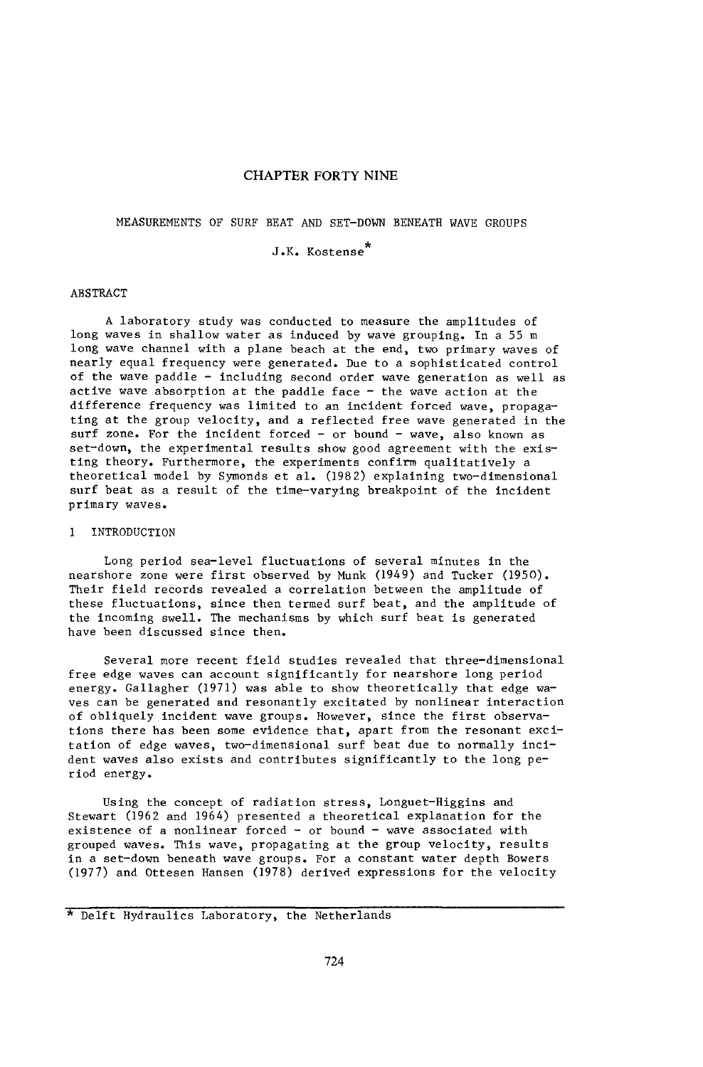# CHAPTER FORTY NINE

## MEASUREMENTS OF SURF BEAT AND SET-DOWN BENEATH WAVE GROUPS

J.K. Kostense*

## ABSTRACT

A laboratory study was conducted to measure the amplitudes of long waves in shallow water as induced by wave grouping. In a 55 m long wave channel with a plane beach at the end, two primary waves of nearly equal frequency were generated. Due to a sophisticated control of the wave paddle - including second order wave generation as well as active wave absorption at the paddle face - the wave action at the difference frequency was limited to an incident forced wave, propagating at the group velocity, and a reflected free wave generated in the surf zone. For the incident forced - or bound - wave, also known as set-down, the experimental results show good agreement with the existing theory. Furthermore, the experiments confirm qualitatively a theoretical model by Symonds et al. (1982) explaining two-dimensional surf beat as a result of the time-varying breakpoint of the incident primary waves.

## 1 INTRODUCTION

Long period sea-level fluctuations of several minutes in the nearshore zone were first observed by Munk (1949) and Tucker (1950). Their field records revealed a correlation between the amplitude of these fluctuations, since then termed surf beat, and the amplitude of the incoming swell. The mechanisms by which surf beat is generated have been discussed since then.

Several more recent field studies revealed that three-dimensional free edge waves can account significantly for nearshore long period energy. Gallagher (1971) was able to show theoretically that edge waves can be generated and resonantly excitated by nonlinear interaction of obliquely incident wave groups. However, since the first observations there has been some evidence that, apart from the resonant excitation of edge waves, two-dimensional surf beat due to normally incident waves also exists and contributes significantly to the long period energy.

Using the concept of radiation stress, Longuet-Higgins and Stewart (1962 and 1964) presented a theoretical explanation for the existence of a nonlinear forced - or bound - wave associated with grouped waves. This wave, propagating at the group velocity, results in a set-down beneath wave groups. For a constant water depth Bowers (1977) and Ottesen Hansen (1978) derived expressions for the velocity

---

* Delft Hydraulics Laboratory, the Netherlands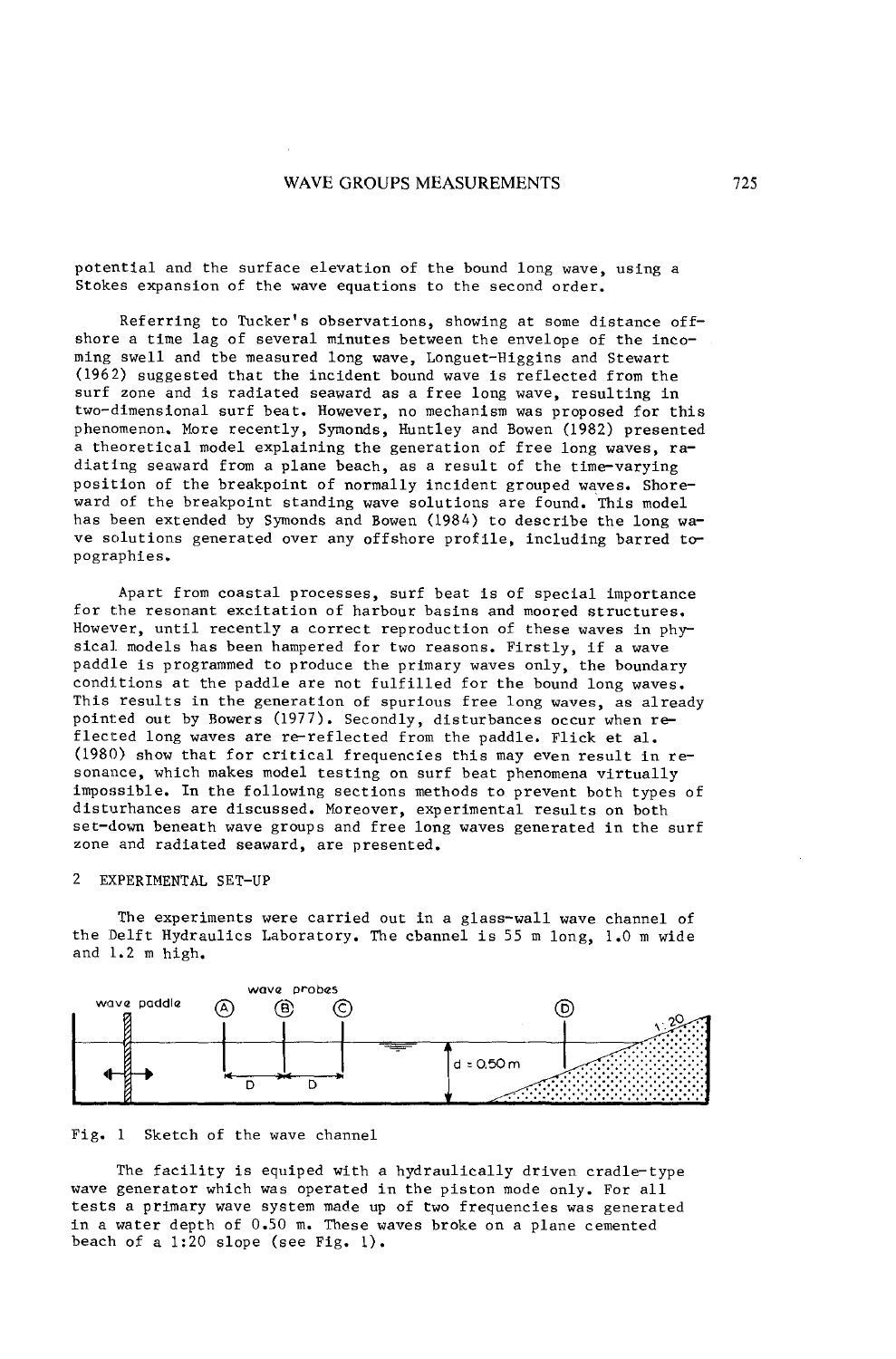potential and the surface elevation of the bound long wave, using a Stokes expansion of the wave equations to the second order.

Referring to Tucker's observations, showing at some distance offshore a time lag of several minutes between the envelope of the incoming swell and the measured long wave, Longuet-Higgins and Stewart (1962) suggested that the incident bound wave is reflected from the surf zone and is radiated seaward as a free long wave, resulting in two-dimensional surf beat. However, no mechanism was proposed for this phenomenon. More recently, Symonds, Huntley and Bowen (1982) presented a theoretical model explaining the generation of free long waves, radiating seaward from a plane beach, as a result of the time-varying position of the breakpoint of normally incident grouped waves. Shoreward of the breakpoint standing wave solutions are found. This model has been extended by Symonds and Bowen (1984) to describe the long wave solutions generated over any offshore profile, including barred topographies.

Apart from coastal processes, surf beat is of special importance for the resonant excitation of harbour basins and moored structures. However, until recently a correct reproduction of these waves in physical models has been hampered for two reasons. Firstly, if a wave paddle is programmed to produce the primary waves only, the boundary conditions at the paddle are not fulfilled for the bound long waves. This results in the generation of spurious free long waves, as already pointed out by Bowers (1977). Secondly, disturbances occur when reflected long waves are re-reflected from the paddle. Flick et al. (1980) show that for critical frequencies this may even result in resonance, which makes model testing on surf beat phenomena virtually impossible. In the following sections methods to prevent both types of disturbances are discussed. Moreover, experimental results on both set-down beneath wave groups and free long waves generated in the surf zone and radiated seaward, are presented.

## 2 EXPERIMENTAL SET-UP

The experiments were carried out in a glass-wall wave channel of the Delft Hydraulics Laboratory. The channel is 55 m long, 1.0 m wide and 1.2 m high.

wave paddle; wave probes (A) (B) (C) (D); D; D; d = 0.50 m; 1:20

Fig. 1 Sketch of the wave channel

The facility is equiped with a hydraulically driven cradle-type wave generator which was operated in the piston mode only. For all tests a primary wave system made up of two frequencies was generated in a water depth of 0.50 m. These waves broke on a plane cemented beach of a 1:20 slope (see Fig. 1).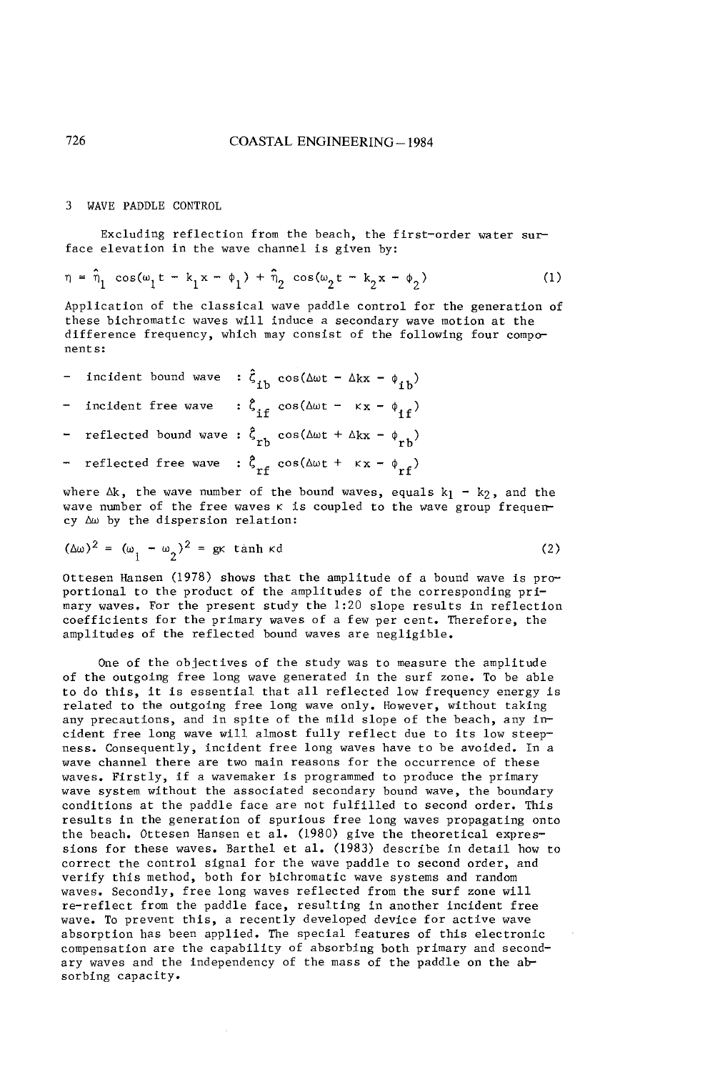## 3 WAVE PADDLE CONTROL

Excluding reflection from the beach, the first-order water surface elevation in the wave channel is given by:

$$\eta = \hat{\eta}_1 \cos(\omega_1 t - k_1 x - \phi_1) + \hat{\eta}_2 \cos(\omega_2 t - k_2 x - \phi_2) \tag{1}$$

Application of the classical wave paddle control for the generation of these bichromatic waves will induce a secondary wave motion at the difference frequency, which may consist of the following four components:

- incident bound wave : $\hat{\zeta}_{ib} \cos(\Delta\omega t - \Delta k x - \phi_{ib})$
- incident free wave : $\hat{\zeta}_{if} \cos(\Delta\omega t - \kappa x - \phi_{if})$
- reflected bound wave : $\hat{\zeta}_{rb} \cos(\Delta\omega t + \Delta k x - \phi_{rb})$
- reflected free wave : $\hat{\zeta}_{rf} \cos(\Delta\omega t + \kappa x - \phi_{rf})$

where $\Delta k$, the wave number of the bound waves, equals $k_1 - k_2$, and the wave number of the free waves $\kappa$ is coupled to the wave group frequency $\Delta\omega$ by the dispersion relation:

$$(\Delta\omega)^2 = (\omega_1 - \omega_2)^2 = g\kappa \tanh \kappa d \tag{2}$$

Ottesen Hansen (1978) shows that the amplitude of a bound wave is proportional to the product of the amplitudes of the corresponding primary waves. For the present study the 1:20 slope results in reflection coefficients for the primary waves of a few per cent. Therefore, the amplitudes of the reflected bound waves are negligible.

One of the objectives of the study was to measure the amplitude of the outgoing free long wave generated in the surf zone. To be able to do this, it is essential that all reflected low frequency energy is related to the outgoing free long wave only. However, without taking any precautions, and in spite of the mild slope of the beach, any incident free long wave will almost fully reflect due to its low steepness. Consequently, incident free long waves have to be avoided. In a wave channel there are two main reasons for the occurrence of these waves. Firstly, if a wavemaker is programmed to produce the primary wave system without the associated secondary bound wave, the boundary conditions at the paddle face are not fulfilled to second order. This results in the generation of spurious free long waves propagating onto the beach. Ottesen Hansen et al. (1980) give the theoretical expressions for these waves. Barthel et al. (1983) describe in detail how to correct the control signal for the wave paddle to second order, and verify this method, both for bichromatic wave systems and random waves. Secondly, free long waves reflected from the surf zone will re-reflect from the paddle face, resulting in another incident free wave. To prevent this, a recently developed device for active wave absorption has been applied. The special features of this electronic compensation are the capability of absorbing both primary and secondary waves and the independency of the mass of the paddle on the absorbing capacity.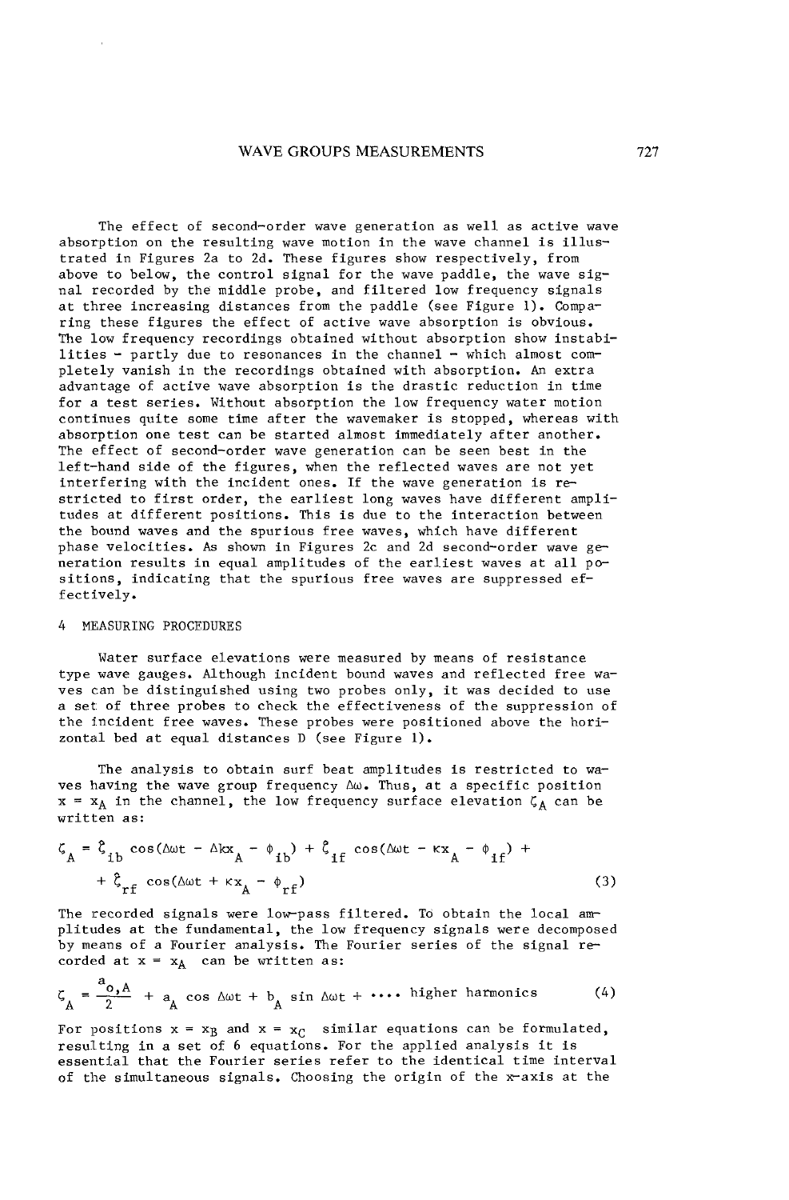The effect of second-order wave generation as well as active wave absorption on the resulting wave motion in the wave channel is illustrated in Figures 2a to 2d. These figures show respectively, from above to below, the control signal for the wave paddle, the wave signal recorded by the middle probe, and filtered low frequency signals at three increasing distances from the paddle (see Figure 1). Comparing these figures the effect of active wave absorption is obvious. The low frequency recordings obtained without absorption show instabilities - partly due to resonances in the channel - which almost completely vanish in the recordings obtained with absorption. An extra advantage of active wave absorption is the drastic reduction in time for a test series. Without absorption the low frequency water motion continues quite some time after the wavemaker is stopped, whereas with absorption one test can be started almost immediately after another. The effect of second-order wave generation can be seen best in the left-hand side of the figures, when the reflected waves are not yet interfering with the incident ones. If the wave generation is restricted to first order, the earliest long waves have different amplitudes at different positions. This is due to the interaction between the bound waves and the spurious free waves, which have different phase velocities. As shown in Figures 2c and 2d second-order wave generation results in equal amplitudes of the earliest waves at all positions, indicating that the spurious free waves are suppressed effectively.

## 4 MEASURING PROCEDURES

Water surface elevations were measured by means of resistance type wave gauges. Although incident bound waves and reflected free waves can be distinguished using two probes only, it was decided to use a set of three probes to check the effectiveness of the suppression of the incident free waves. These probes were positioned above the horizontal bed at equal distances D (see Figure 1).

The analysis to obtain surf beat amplitudes is restricted to waves having the wave group frequency $\Delta\omega$. Thus, at a specific position $x = x_A$ in the channel, the low frequency surface elevation $\zeta_A$ can be written as:

$$\zeta_A = \hat{\zeta}_{ib} \cos(\Delta\omega t - \Delta k x_A - \phi_{ib}) + \hat{\zeta}_{if} \cos(\Delta\omega t - \kappa x_A - \phi_{if}) + \hat{\zeta}_{rf} \cos(\Delta\omega t + \kappa x_A - \phi_{rf}) \tag{3}$$

The recorded signals were low-pass filtered. To obtain the local amplitudes at the fundamental, the low frequency signals were decomposed by means of a Fourier analysis. The Fourier series of the signal recorded at $x = x_A$ can be written as:

$$\zeta_A = \frac{a_{o,A}}{2} + a_A \cos \Delta\omega t + b_A \sin \Delta\omega t + \dots \text{ higher harmonics} \tag{4}$$

For positions $x = x_B$ and $x = x_C$ similar equations can be formulated, resulting in a set of 6 equations. For the applied analysis it is essential that the Fourier series refer to the identical time interval of the simultaneous signals. Choosing the origin of the x-axis at the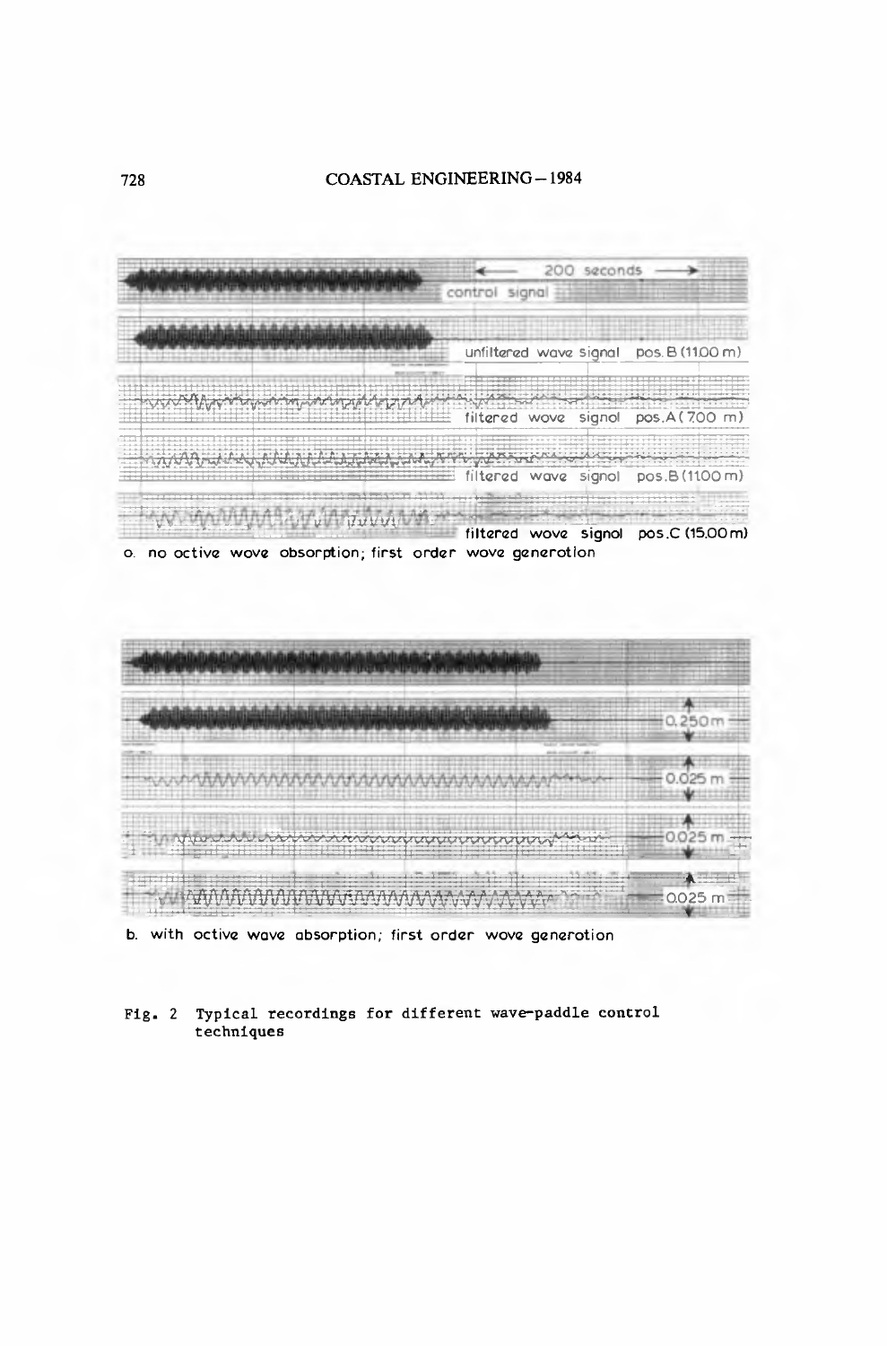← 200 seconds →

control signal

unfiltered wave signal pos. B (11.00 m)

filtered wave signal pos. A (7.00 m)

filtered wave signal pos. B (11.00 m)

filtered wave signal pos. C (15.00 m)

a. no active wave absorption; first order wave generation

0.250 m

0.025 m

0.025 m

0.025 m

b. with active wave absorption; first order wave generation

Fig. 2 Typical recordings for different wave-paddle control techniques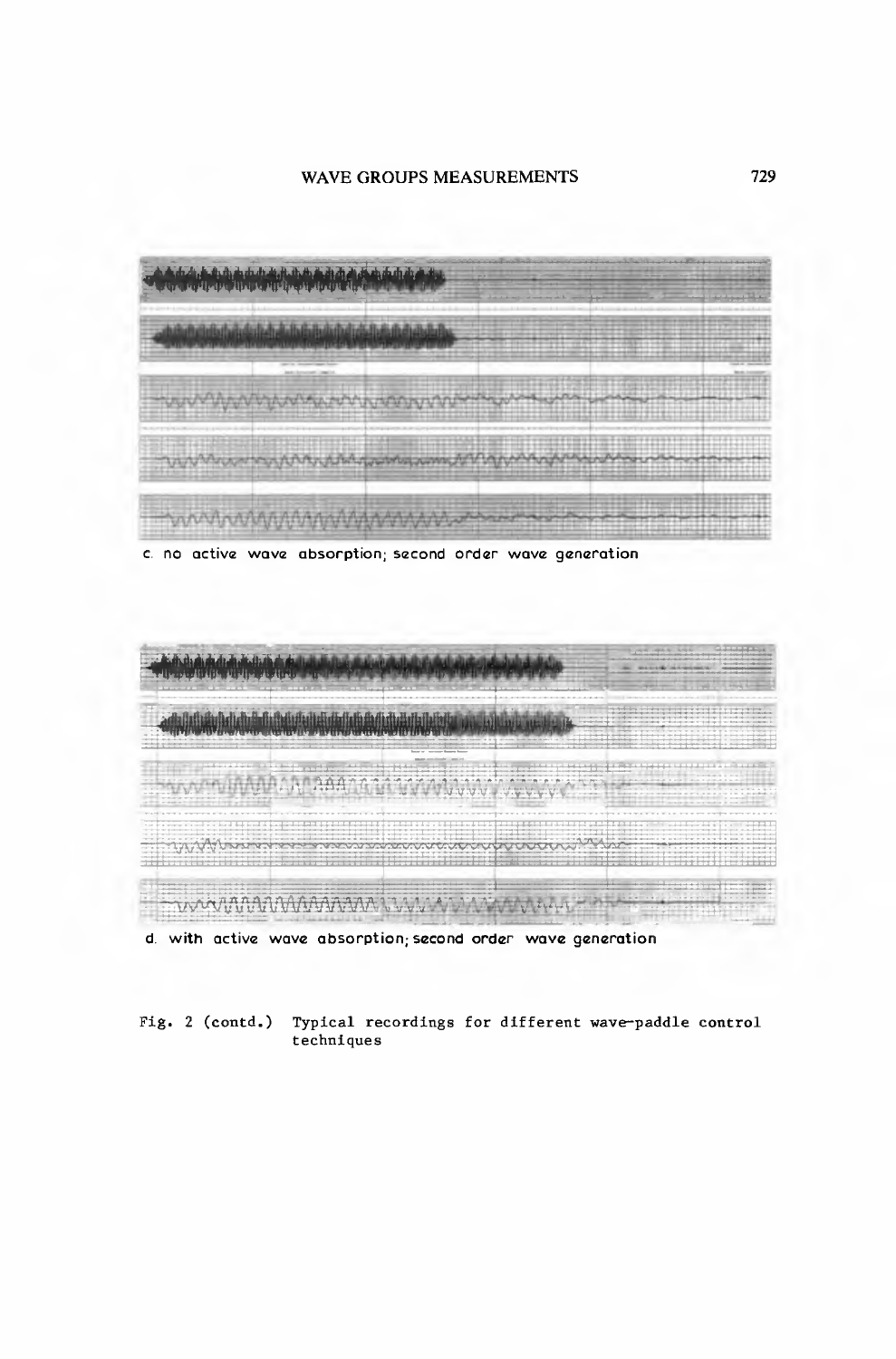c. no active wave absorption; second order wave generation

d. with active wave absorption; second order wave generation

Fig. 2 (contd.) Typical recordings for different wave-paddle control techniques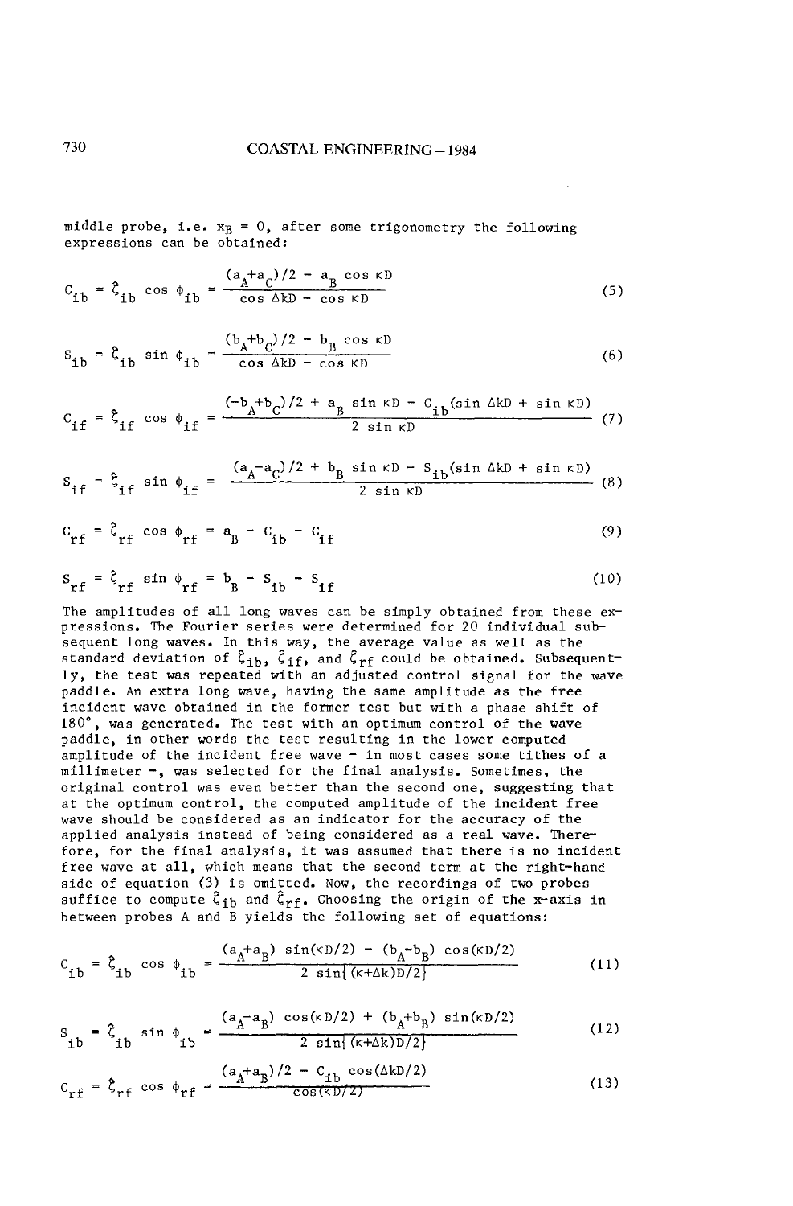middle probe, i.e. $x_B = 0$, after some trigonometry the following expressions can be obtained:

$$C_{ib} = \hat{\zeta}_{ib} \cos \phi_{ib} = \frac{(a_A + a_C)/2 - a_B \cos \kappa D}{\cos \Delta k D - \cos \kappa D} \tag{5}$$

$$S_{ib} = \hat{\zeta}_{ib} \sin \phi_{ib} = \frac{(b_A + b_C)/2 - b_B \cos \kappa D}{\cos \Delta k D - \cos \kappa D} \tag{6}$$

$$C_{if} = \hat{\zeta}_{if} \cos \phi_{if} = \frac{(-b_A + b_C)/2 + a_B \sin \kappa D - C_{ib}(\sin \Delta k D + \sin \kappa D)}{2 \sin \kappa D} \tag{7}$$

$$S_{if} = \hat{\zeta}_{if} \sin \phi_{if} = \frac{(a_A - a_C)/2 + b_B \sin \kappa D - S_{ib}(\sin \Delta k D + \sin \kappa D)}{2 \sin \kappa D} \tag{8}$$

$$C_{rf} = \hat{\zeta}_{rf} \cos \phi_{rf} = a_B - C_{ib} - C_{if} \tag{9}$$

$$S_{rf} = \hat{\zeta}_{rf} \sin \phi_{rf} = b_B - S_{ib} - S_{if} \tag{10}$$

The amplitudes of all long waves can be simply obtained from these expressions. The Fourier series were determined for 20 individual subsequent long waves. In this way, the average value as well as the standard deviation of $\hat{\zeta}_{ib}$, $\hat{\zeta}_{if}$, and $\hat{\zeta}_{rf}$ could be obtained. Subsequently, the test was repeated with an adjusted control signal for the wave paddle. An extra long wave, having the same amplitude as the free incident wave obtained in the former test but with a phase shift of 180°, was generated. The test with an optimum control of the wave paddle, in other words the test resulting in the lower computed amplitude of the incident free wave - in most cases some tithes of a millimeter -, was selected for the final analysis. Sometimes, the original control was even better than the second one, suggesting that at the optimum control, the computed amplitude of the incident free wave should be considered as an indicator for the accuracy of the applied analysis instead of being considered as a real wave. Therefore, for the final analysis, it was assumed that there is no incident free wave at all, which means that the second term at the right-hand side of equation (3) is omitted. Now, the recordings of two probes suffice to compute $\hat{\zeta}_{ib}$ and $\hat{\zeta}_{rf}$. Choosing the origin of the x-axis in between probes A and B yields the following set of equations:

$$C_{ib} = \hat{\zeta}_{ib} \cos \phi_{ib} = \frac{(a_A + a_B) \sin(\kappa D/2) - (b_A - b_B) \cos(\kappa D/2)}{2 \sin\{(\kappa + \Delta k) D/2\}} \tag{11}$$

$$S_{ib} = \hat{\zeta}_{ib} \sin \phi_{ib} = \frac{(a_A - a_B) \cos(\kappa D/2) + (b_A + b_B) \sin(\kappa D/2)}{2 \sin\{(\kappa + \Delta k) D/2\}} \tag{12}$$

$$C_{rf} = \hat{\zeta}_{rf} \cos \phi_{rf} = \frac{(a_A + a_B)/2 - C_{ib} \cos(\Delta k D/2)}{\cos(\kappa D/2)} \tag{13}$$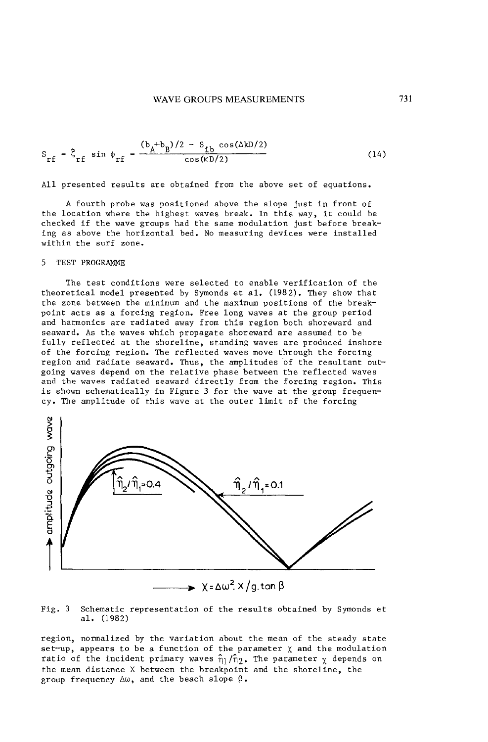$$S_{rf} = \hat{\zeta}_{rf} \sin \phi_{rf} = \frac{(b_A+b_B)/2 - S_{ib} \cos(\Delta kD/2)}{\cos(\kappa D/2)} \tag{14}$$

All presented results are obtained from the above set of equations.

A fourth probe was positioned above the slope just in front of the location where the highest waves break. In this way, it could be checked if the wave groups had the same modulation just before breaking as above the horizontal bed. No measuring devices were installed within the surf zone.

## 5 TEST PROGRAMME

The test conditions were selected to enable verification of the theoretical model presented by Symonds et al. (1982). They show that the zone between the minimum and the maximum positions of the breakpoint acts as a forcing region. Free long waves at the group period and harmonics are radiated away from this region both shoreward and seaward. As the waves which propagate shoreward are assumed to be fully reflected at the shoreline, standing waves are produced inshore of the forcing region. The reflected waves move through the forcing region and radiate seaward. Thus, the amplitudes of the resultant outgoing waves depend on the relative phase between the reflected waves and the waves radiated seaward directly from the forcing region. This is shown schematically in Figure 3 for the wave at the group frequency. The amplitude of this wave at the outer limit of the forcing

Fig. 3 Schematic representation of the results obtained by Symonds et al. (1982)

region, normalized by the variation about the mean of the steady state set-up, appears to be a function of the parameter $\chi$ and the modulation ratio of the incident primary waves $\hat{\eta}_1/\hat{\eta}_2$. The parameter $\chi$ depends on the mean distance X between the breakpoint and the shoreline, the group frequency $\Delta\omega$, and the beach slope $\beta$.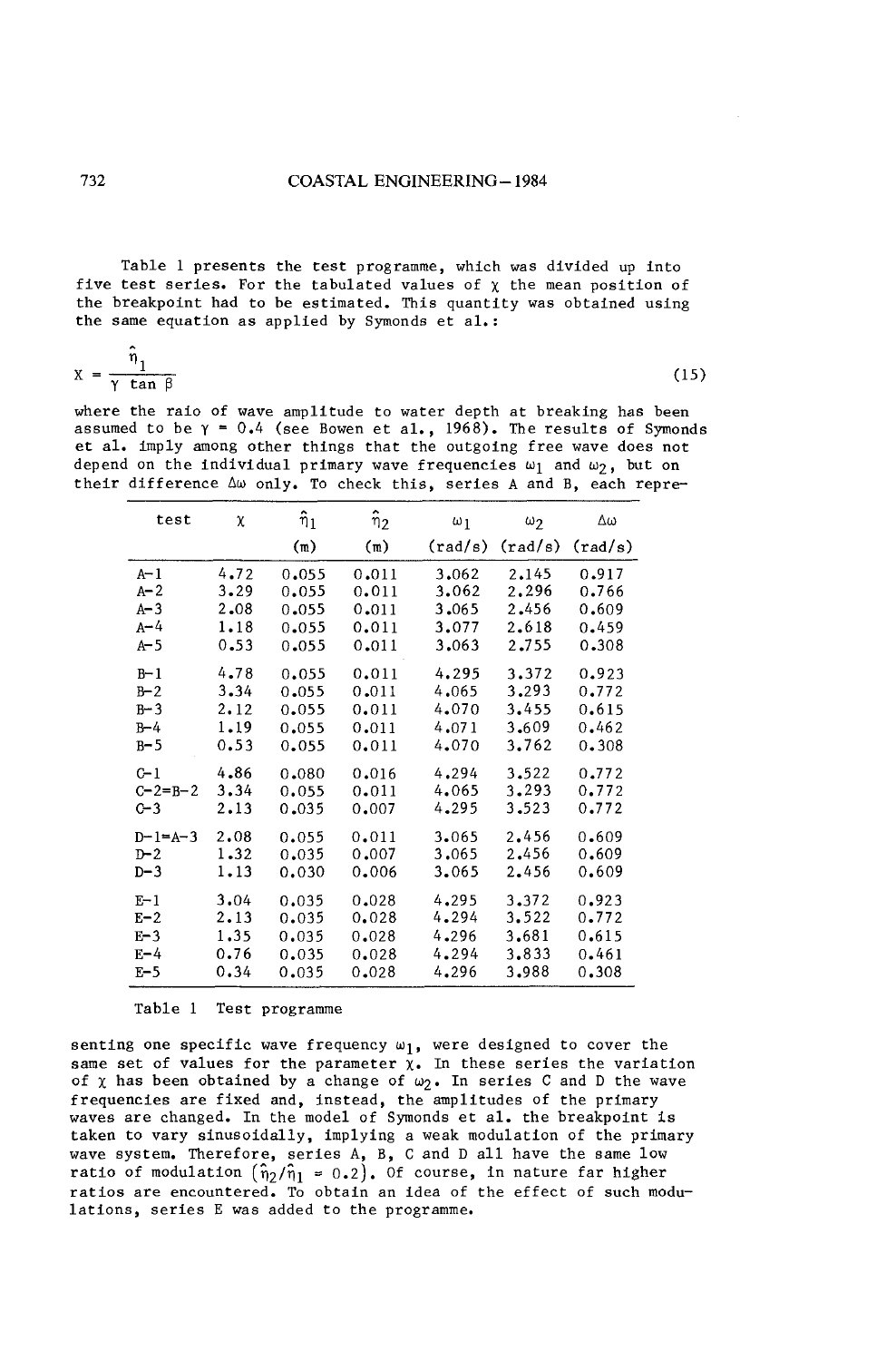Table 1 presents the test programme, which was divided up into five test series. For the tabulated values of $\chi$ the mean position of the breakpoint had to be estimated. This quantity was obtained using the same equation as applied by Symonds et al.:

$$\chi = \frac{\hat{\eta}_1}{\gamma \tan \beta} \tag{15}$$

where the raio of wave amplitude to water depth at breaking has been assumed to be $\gamma = 0.4$ (see Bowen et al., 1968). The results of Symonds et al. imply among other things that the outgoing free wave does not depend on the individual primary wave frequencies $\omega_1$ and $\omega_2$, but on their difference $\Delta\omega$ only. To check this, series A and B, each repre-

| test | $\chi$ | $\hat{\eta}_1$ (m) | $\hat{\eta}_2$ (m) | $\omega_1$ (rad/s) | $\omega_2$ (rad/s) | $\Delta\omega$ (rad/s) |
|---|---|---|---|---|---|---|
| A-1 | 4.72 | 0.055 | 0.011 | 3.062 | 2.145 | 0.917 |
| A-2 | 3.29 | 0.055 | 0.011 | 3.062 | 2.296 | 0.766 |
| A-3 | 2.08 | 0.055 | 0.011 | 3.065 | 2.456 | 0.609 |
| A-4 | 1.18 | 0.055 | 0.011 | 3.077 | 2.618 | 0.459 |
| A-5 | 0.53 | 0.055 | 0.011 | 3.063 | 2.755 | 0.308 |
| B-1 | 4.78 | 0.055 | 0.011 | 4.295 | 3.372 | 0.923 |
| B-2 | 3.34 | 0.055 | 0.011 | 4.065 | 3.293 | 0.772 |
| B-3 | 2.12 | 0.055 | 0.011 | 4.070 | 3.455 | 0.615 |
| B-4 | 1.19 | 0.055 | 0.011 | 4.071 | 3.609 | 0.462 |
| B-5 | 0.53 | 0.055 | 0.011 | 4.070 | 3.762 | 0.308 |
| C-1 | 4.86 | 0.080 | 0.016 | 4.294 | 3.522 | 0.772 |
| C-2=B-2 | 3.34 | 0.055 | 0.011 | 4.065 | 3.293 | 0.772 |
| C-3 | 2.13 | 0.035 | 0.007 | 4.295 | 3.523 | 0.772 |
| D-1=A-3 | 2.08 | 0.055 | 0.011 | 3.065 | 2.456 | 0.609 |
| D-2 | 1.32 | 0.035 | 0.007 | 3.065 | 2.456 | 0.609 |
| D-3 | 1.13 | 0.030 | 0.006 | 3.065 | 2.456 | 0.609 |
| E-1 | 3.04 | 0.035 | 0.028 | 4.295 | 3.372 | 0.923 |
| E-2 | 2.13 | 0.035 | 0.028 | 4.294 | 3.522 | 0.772 |
| E-3 | 1.35 | 0.035 | 0.028 | 4.296 | 3.681 | 0.615 |
| E-4 | 0.76 | 0.035 | 0.028 | 4.294 | 3.833 | 0.461 |
| E-5 | 0.34 | 0.035 | 0.028 | 4.296 | 3.988 | 0.308 |

Table 1 Test programme

senting one specific wave frequency $\omega_1$, were designed to cover the same set of values for the parameter $\chi$. In these series the variation of $\chi$ has been obtained by a change of $\omega_2$. In series C and D the wave frequencies are fixed and, instead, the amplitudes of the primary waves are changed. In the model of Symonds et al. the breakpoint is taken to vary sinusoidally, implying a weak modulation of the primary wave system. Therefore, series A, B, C and D all have the same low ratio of modulation $(\hat{\eta}_2/\hat{\eta}_1 = 0.2)$. Of course, in nature far higher ratios are encountered. To obtain an idea of the effect of such modulations, series E was added to the programme.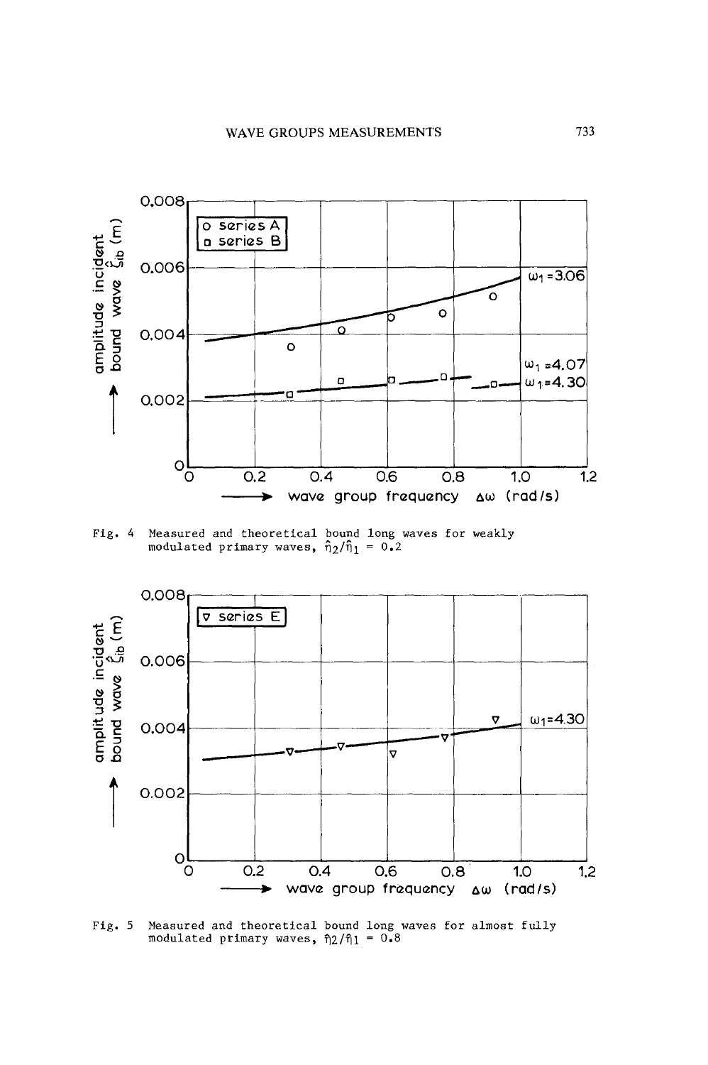Fig. 4 Measured and theoretical bound long waves for weakly modulated primary waves, $\hat{\eta}_2/\hat{\eta}_1 = 0.2$

Fig. 5 Measured and theoretical bound long waves for almost fully modulated primary waves, $\hat{\eta}_2/\hat{\eta}_1 = 0.8$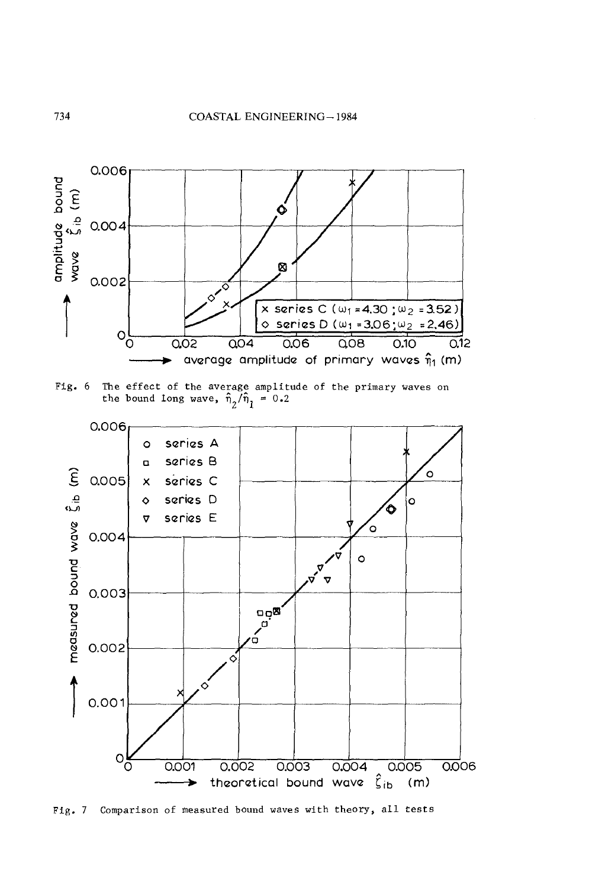Fig. 6 The effect of the average amplitude of the primary waves on the bound long wave, $\hat{\eta}_2/\hat{\eta}_1 = 0.2$

Fig. 7 Comparison of measured bound waves with theory, all tests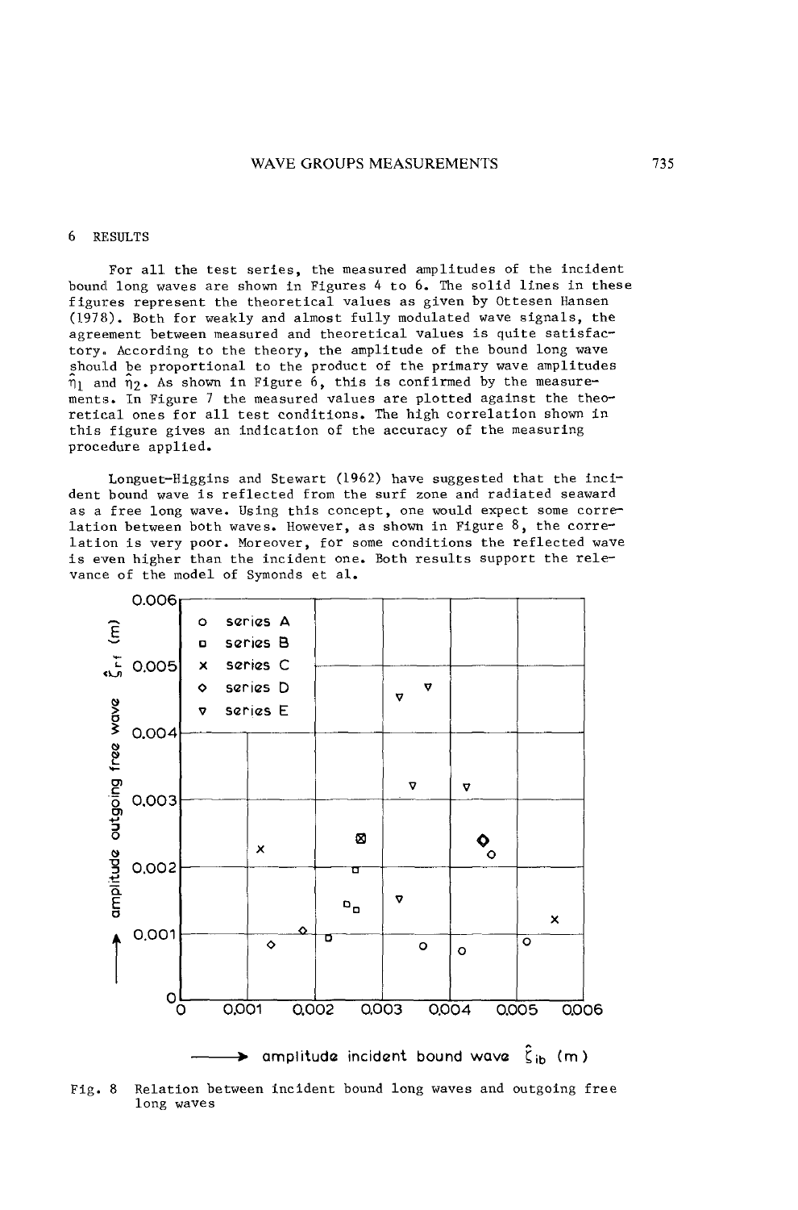## 6 RESULTS

For all the test series, the measured amplitudes of the incident bound long waves are shown in Figures 4 to 6. The solid lines in these figures represent the theoretical values as given by Ottesen Hansen (1978). Both for weakly and almost fully modulated wave signals, the agreement between measured and theoretical values is quite satisfactory. According to the theory, the amplitude of the bound long wave should be proportional to the product of the primary wave amplitudes $\hat{\eta}_1$ and $\hat{\eta}_2$. As shown in Figure 6, this is confirmed by the measurements. In Figure 7 the measured values are plotted against the theoretical ones for all test conditions. The high correlation shown in this figure gives an indication of the accuracy of the measuring procedure applied.

Longuet-Higgins and Stewart (1962) have suggested that the incident bound wave is reflected from the surf zone and radiated seaward as a free long wave. Using this concept, one would expect some correlation between both waves. However, as shown in Figure 8, the correlation is very poor. Moreover, for some conditions the reflected wave is even higher than the incident one. Both results support the relevance of the model of Symonds et al.

Fig. 8 Relation between incident bound long waves and outgoing free long waves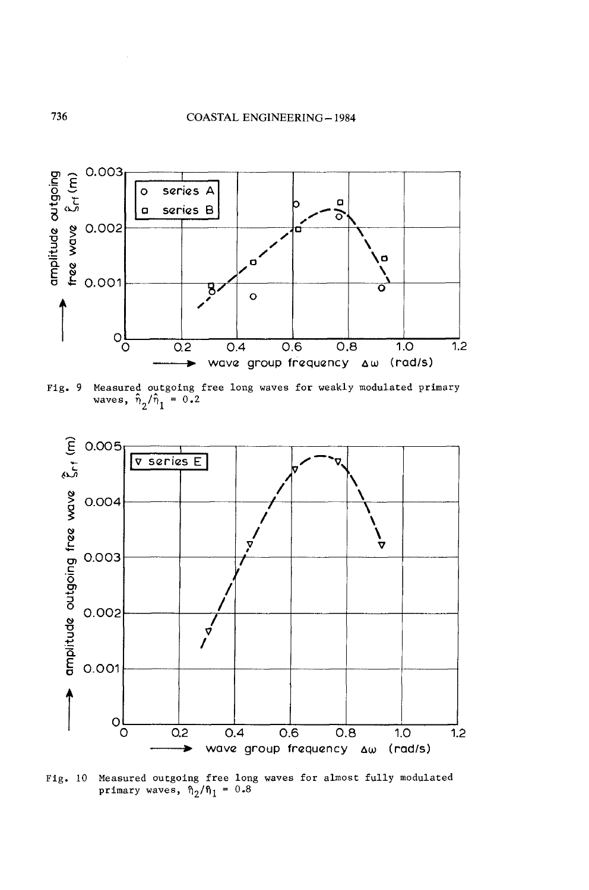Fig. 9 Measured outgoing free long waves for weakly modulated primary waves, $\hat{\eta}_2/\hat{\eta}_1 = 0.2$

Fig. 10 Measured outgoing free long waves for almost fully modulated primary waves, $\hat{\eta}_2/\hat{\eta}_1 = 0.8$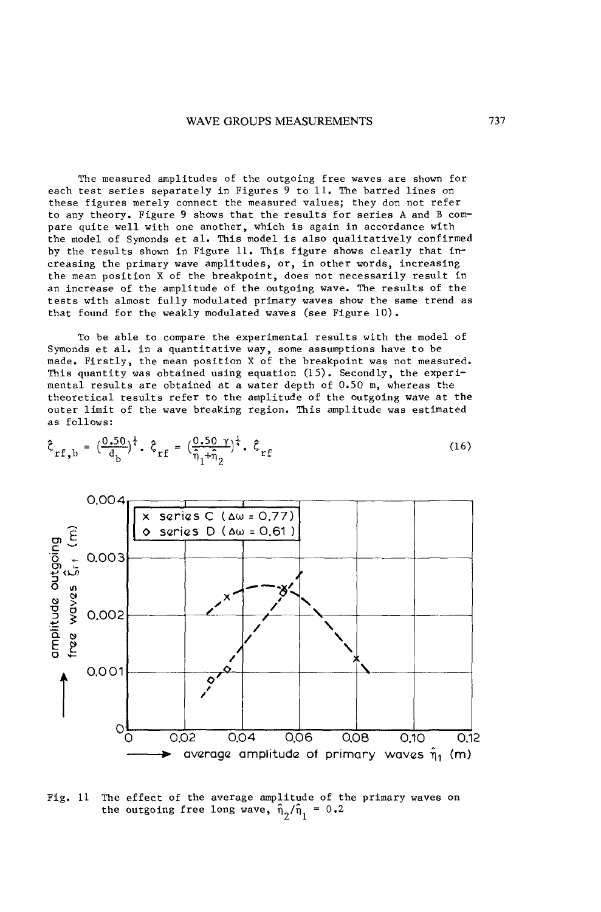The measured amplitudes of the outgoing free waves are shown for each test series separately in Figures 9 to 11. The barred lines on these figures merely connect the measured values; they don not refer to any theory. Figure 9 shows that the results for series A and B compare quite well with one another, which is again in accordance with the model of Symonds et al. This model is also qualitatively confirmed by the results shown in Figure 11. This figure shows clearly that increasing the primary wave amplitudes, or, in other words, increasing the mean position X of the breakpoint, does not necessarily result in an increase of the amplitude of the outgoing wave. The results of the tests with almost fully modulated primary waves show the same trend as that found for the weakly modulated waves (see Figure 10).

To be able to compare the experimental results with the model of Symonds et al. in a quantitative way, some assumptions have to be made. Firstly, the mean position X of the breakpoint was not measured. This quantity was obtained using equation (15). Secondly, the experimental results are obtained at a water depth of 0.50 m, whereas the theoretical results refer to the amplitude of the outgoing wave at the outer limit of the wave breaking region. This amplitude was estimated as follows:

$$\hat{\zeta}_{rf,b} = \left(\frac{0.50}{d_b}\right)^{\frac{1}{4}} \cdot \hat{\zeta}_{rf} = \left(\frac{0.50\ \gamma}{\hat{\eta}_1+\hat{\eta}_2}\right)^{\frac{1}{4}} \cdot \hat{\zeta}_{rf} \tag{16}$$

Fig. 11 The effect of the average amplitude of the primary waves on the outgoing free long wave, $\hat{\eta}_2/\hat{\eta}_1 = 0.2$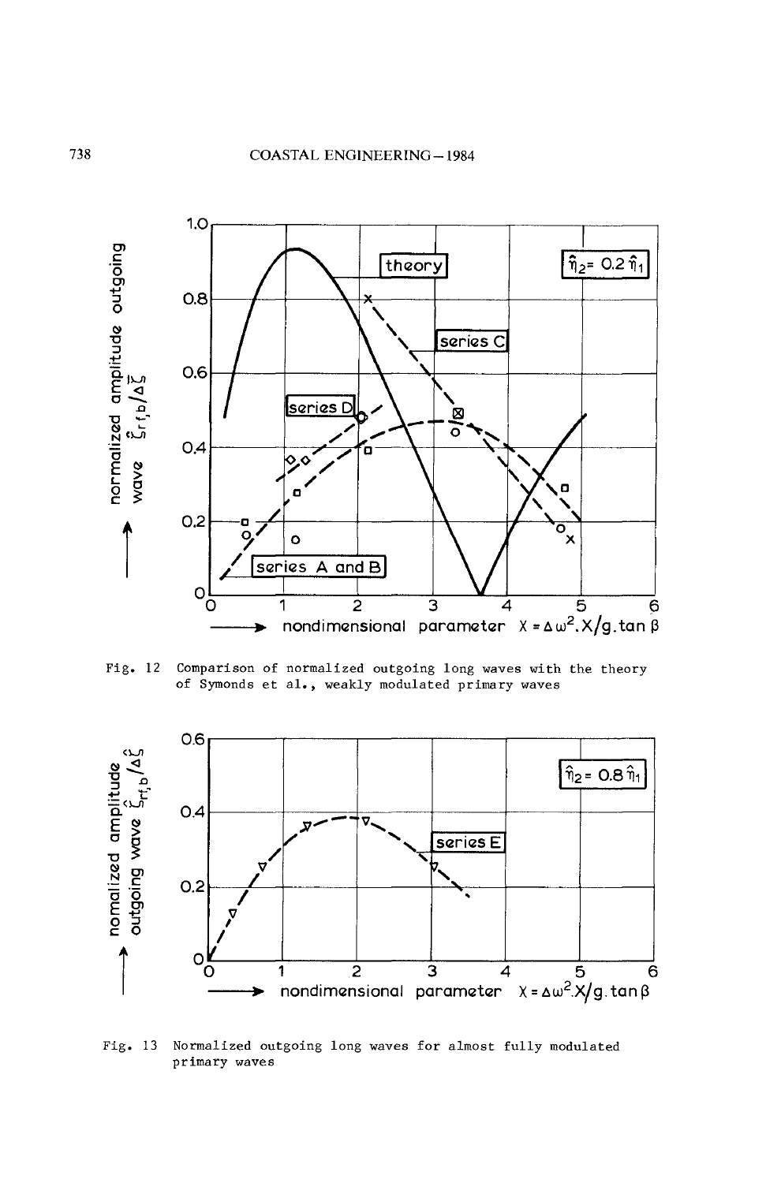Fig. 12 Comparison of normalized outgoing long waves with the theory of Symonds et al., weakly modulated primary waves

Fig. 13 Normalized outgoing long waves for almost fully modulated primary waves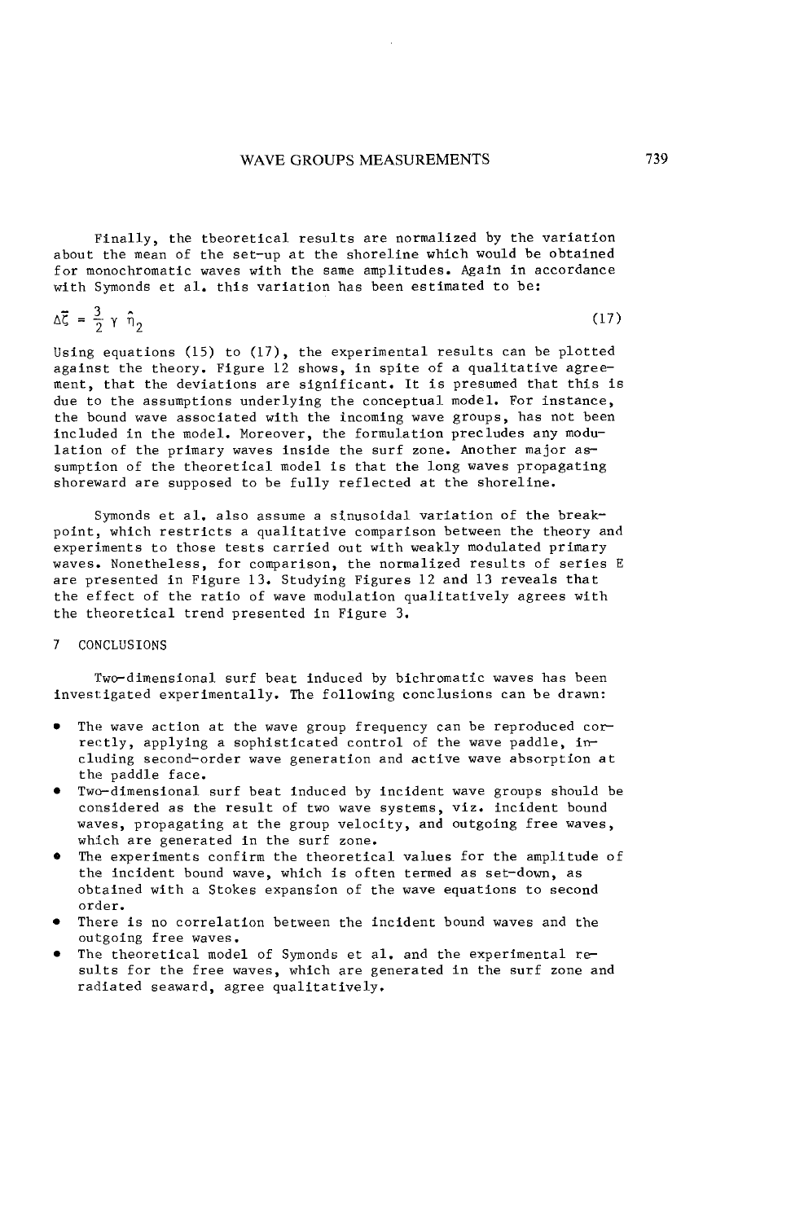Finally, the tbeoretical results are normalized by the variation about the mean of the set-up at the shoreline which would be obtained for monochromatic waves with the same amplitudes. Again in accordance with Symonds et al. this variation has been estimated to be:

$$\Delta\bar{\zeta} = \frac{3}{2}\gamma\,\hat{\eta}_2 \tag{17}$$

Using equations (15) to (17), the experimental results can be plotted against the theory. Figure 12 shows, in spite of a qualitative agreement, that the deviations are significant. It is presumed that this is due to the assumptions underlying the conceptual model. For instance, the bound wave associated with the incoming wave groups, has not been included in the model. Moreover, the formulation precludes any modulation of the primary waves inside the surf zone. Another major assumption of the theoretical model is that the long waves propagating shoreward are supposed to be fully reflected at the shoreline.

Symonds et al. also assume a sinusoidal variation of the breakpoint, which restricts a qualitative comparison between the theory and experiments to those tests carried out with weakly modulated primary waves. Nonetheless, for comparison, the normalized results of series E are presented in Figure 13. Studying Figures 12 and 13 reveals that the effect of the ratio of wave modulation qualitatively agrees with the theoretical trend presented in Figure 3.

## 7 CONCLUSIONS

Two-dimensional surf beat induced by bichromatic waves has been investigated experimentally. The following conclusions can be drawn:

- The wave action at the wave group frequency can be reproduced correctly, applying a sophisticated control of the wave paddle, including second-order wave generation and active wave absorption at the paddle face.
- Two-dimensional surf beat induced by incident wave groups should be considered as the result of two wave systems, viz. incident bound waves, propagating at the group velocity, and outgoing free waves, which are generated in the surf zone.
- The experiments confirm the theoretical values for the amplitude of the incident bound wave, which is often termed as set-down, as obtained with a Stokes expansion of the wave equations to second order.
- There is no correlation between the incident bound waves and the outgoing free waves.
- The theoretical model of Symonds et al. and the experimental results for the free waves, which are generated in the surf zone and radiated seaward, agree qualitatively.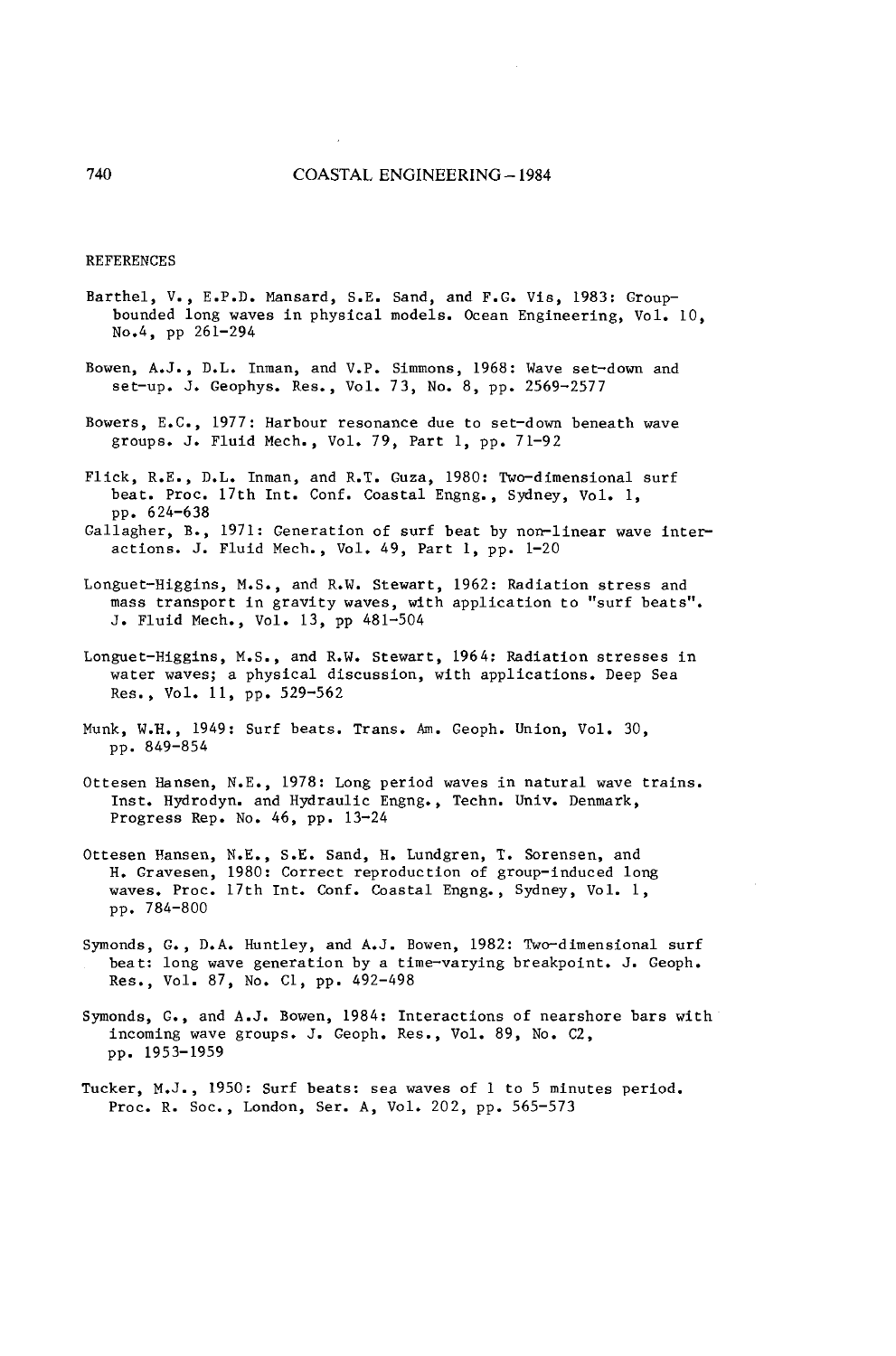REFERENCES

Barthel, V., E.P.D. Mansard, S.E. Sand, and F.G. Vis, 1983: Group-bounded long waves in physical models. Ocean Engineering, Vol. 10, No.4, pp 261-294

Bowen, A.J., D.L. Inman, and V.P. Simmons, 1968: Wave set-down and set-up. J. Geophys. Res., Vol. 73, No. 8, pp. 2569-2577

Bowers, E.C., 1977: Harbour resonance due to set-down beneath wave groups. J. Fluid Mech., Vol. 79, Part 1, pp. 71-92

Flick, R.E., D.L. Inman, and R.T. Guza, 1980: Two-dimensional surf beat. Proc. 17th Int. Conf. Coastal Engng., Sydney, Vol. 1, pp. 624-638

Gallagher, B., 1971: Generation of surf beat by non-linear wave interactions. J. Fluid Mech., Vol. 49, Part 1, pp. 1-20

Longuet-Higgins, M.S., and R.W. Stewart, 1962: Radiation stress and mass transport in gravity waves, with application to "surf beats". J. Fluid Mech., Vol. 13, pp 481-504

Longuet-Higgins, M.S., and R.W. Stewart, 1964: Radiation stresses in water waves; a physical discussion, with applications. Deep Sea Res., Vol. 11, pp. 529-562

Munk, W.H., 1949: Surf beats. Trans. Am. Geoph. Union, Vol. 30, pp. 849-854

Ottesen Hansen, N.E., 1978: Long period waves in natural wave trains. Inst. Hydrodyn. and Hydraulic Engng., Techn. Univ. Denmark, Progress Rep. No. 46, pp. 13-24

Ottesen Hansen, N.E., S.E. Sand, H. Lundgren, T. Sorensen, and H. Gravesen, 1980: Correct reproduction of group-induced long waves. Proc. 17th Int. Conf. Coastal Engng., Sydney, Vol. 1, pp. 784-800

Symonds, G., D.A. Huntley, and A.J. Bowen, 1982: Two-dimensional surf beat: long wave generation by a time-varying breakpoint. J. Geoph. Res., Vol. 87, No. C1, pp. 492-498

Symonds, G., and A.J. Bowen, 1984: Interactions of nearshore bars with incoming wave groups. J. Geoph. Res., Vol. 89, No. C2, pp. 1953-1959

Tucker, M.J., 1950: Surf beats: sea waves of 1 to 5 minutes period. Proc. R. Soc., London, Ser. A, Vol. 202, pp. 565-573